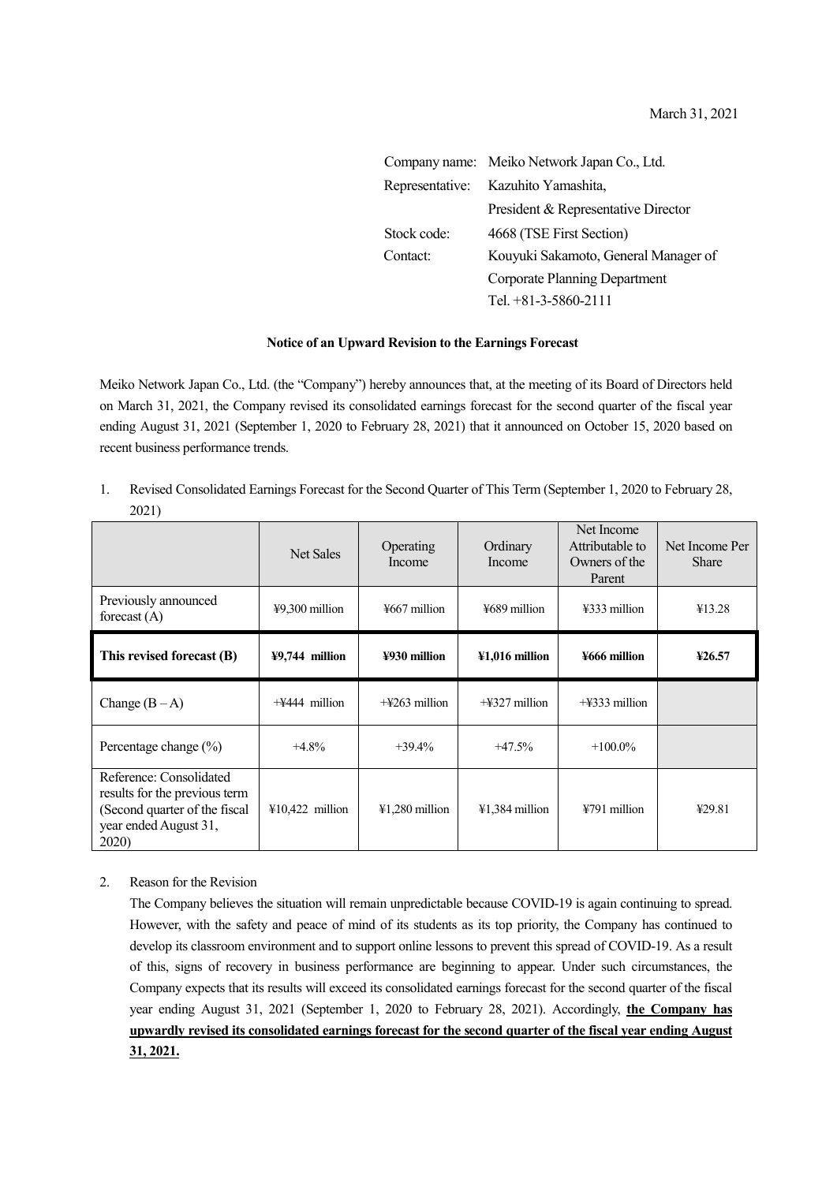March 31, 2021

Company name: Meiko Network Japan Co., Ltd.
Representative: Kazuhito Yamashita, President & Representative Director
Stock code: 4668 (TSE First Section)
Contact: Kouyuki Sakamoto, General Manager of Corporate Planning Department
Tel. +81-3-5860-2111

**Notice of an Upward Revision to the Earnings Forecast**

Meiko Network Japan Co., Ltd. (the "Company") hereby announces that, at the meeting of its Board of Directors held on March 31, 2021, the Company revised its consolidated earnings forecast for the second quarter of the fiscal year ending August 31, 2021 (September 1, 2020 to February 28, 2021) that it announced on October 15, 2020 based on recent business performance trends.

1. Revised Consolidated Earnings Forecast for the Second Quarter of This Term (September 1, 2020 to February 28, 2021)

| | Net Sales | Operating Income | Ordinary Income | Net Income Attributable to Owners of the Parent | Net Income Per Share |
|---|---|---|---|---|---|
| Previously announced forecast (A) | ¥9,300 million | ¥667 million | ¥689 million | ¥333 million | ¥13.28 |
| **This revised forecast (B)** | **¥9,744 million** | **¥930 million** | **¥1,016 million** | **¥666 million** | **¥26.57** |
| Change (B – A) | +¥444 million | +¥263 million | +¥327 million | +¥333 million | |
| Percentage change (%) | +4.8% | +39.4% | +47.5% | +100.0% | |
| Reference: Consolidated results for the previous term (Second quarter of the fiscal year ended August 31, 2020) | ¥10,422 million | ¥1,280 million | ¥1,384 million | ¥791 million | ¥29.81 |

2. Reason for the Revision

The Company believes the situation will remain unpredictable because COVID-19 is again continuing to spread. However, with the safety and peace of mind of its students as its top priority, the Company has continued to develop its classroom environment and to support online lessons to prevent this spread of COVID-19. As a result of this, signs of recovery in business performance are beginning to appear. Under such circumstances, the Company expects that its results will exceed its consolidated earnings forecast for the second quarter of the fiscal year ending August 31, 2021 (September 1, 2020 to February 28, 2021). Accordingly, **the Company has upwardly revised its consolidated earnings forecast for the second quarter of the fiscal year ending August 31, 2021.**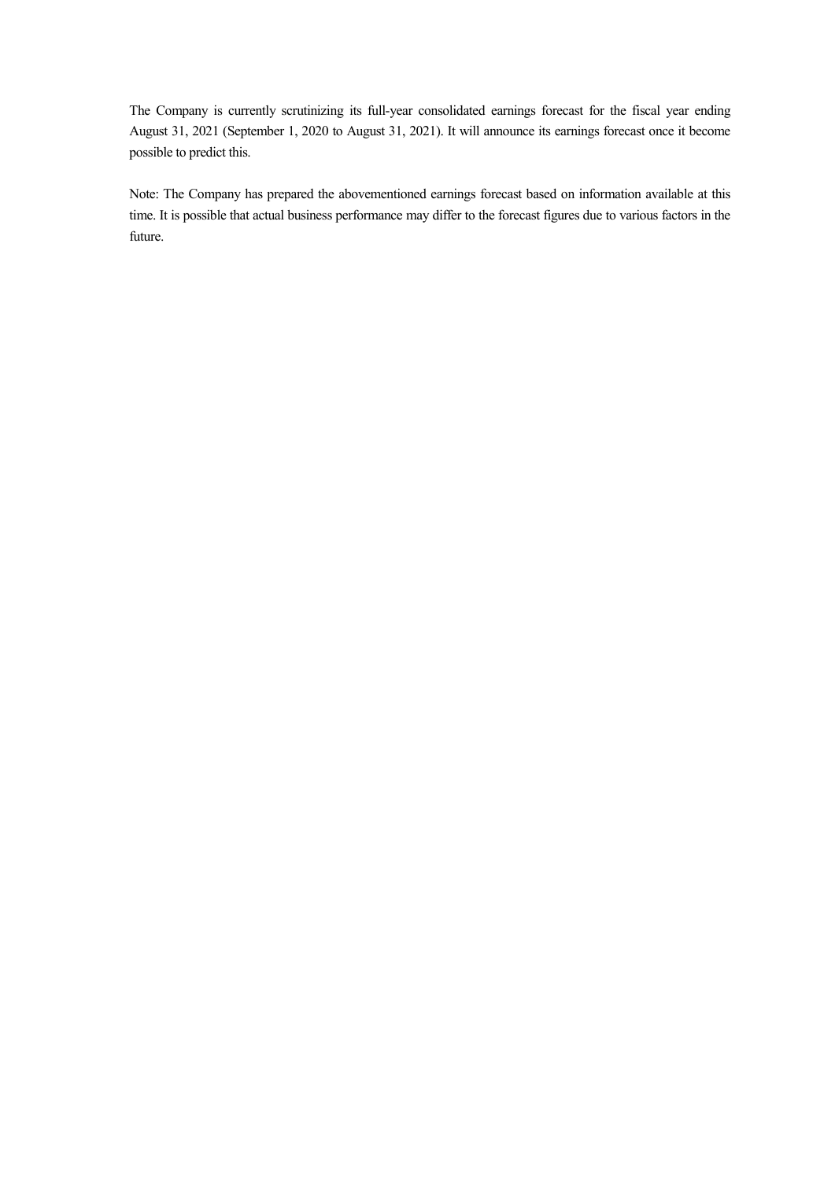The Company is currently scrutinizing its full-year consolidated earnings forecast for the fiscal year ending August 31, 2021 (September 1, 2020 to August 31, 2021). It will announce its earnings forecast once it become possible to predict this.

Note: The Company has prepared the abovementioned earnings forecast based on information available at this time. It is possible that actual business performance may differ to the forecast figures due to various factors in the future.